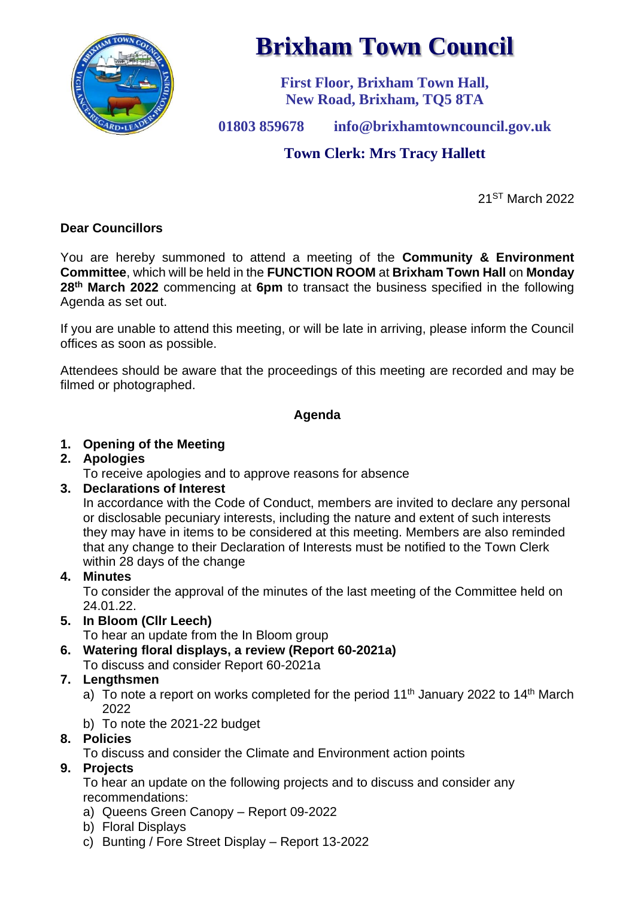# Brixham Town Council

**First Floor, Brixham Town Hall,**
**New Road, Brixham, TQ5 8TA**

**01803 859678** **info@brixhamtowncouncil.gov.uk**

**Town Clerk: Mrs Tracy Hallett**

21ST March 2022

**Dear Councillors**

You are hereby summoned to attend a meeting of the **Community & Environment Committee**, which will be held in the **FUNCTION ROOM** at **Brixham Town Hall** on **Monday 28th March 2022** commencing at **6pm** to transact the business specified in the following Agenda as set out.

If you are unable to attend this meeting, or will be late in arriving, please inform the Council offices as soon as possible.

Attendees should be aware that the proceedings of this meeting are recorded and may be filmed or photographed.

**Agenda**

1. **Opening of the Meeting**
2. **Apologies**
   To receive apologies and to approve reasons for absence
3. **Declarations of Interest**
   In accordance with the Code of Conduct, members are invited to declare any personal or disclosable pecuniary interests, including the nature and extent of such interests they may have in items to be considered at this meeting. Members are also reminded that any change to their Declaration of Interests must be notified to the Town Clerk within 28 days of the change
4. **Minutes**
   To consider the approval of the minutes of the last meeting of the Committee held on 24.01.22.
5. **In Bloom (Cllr Leech)**
   To hear an update from the In Bloom group
6. **Watering floral displays, a review (Report 60-2021a)**
   To discuss and consider Report 60-2021a
7. **Lengthsmen**
   a) To note a report on works completed for the period 11th January 2022 to 14th March 2022
   b) To note the 2021-22 budget
8. **Policies**
   To discuss and consider the Climate and Environment action points
9. **Projects**
   To hear an update on the following projects and to discuss and consider any recommendations:
   a) Queens Green Canopy – Report 09-2022
   b) Floral Displays
   c) Bunting / Fore Street Display – Report 13-2022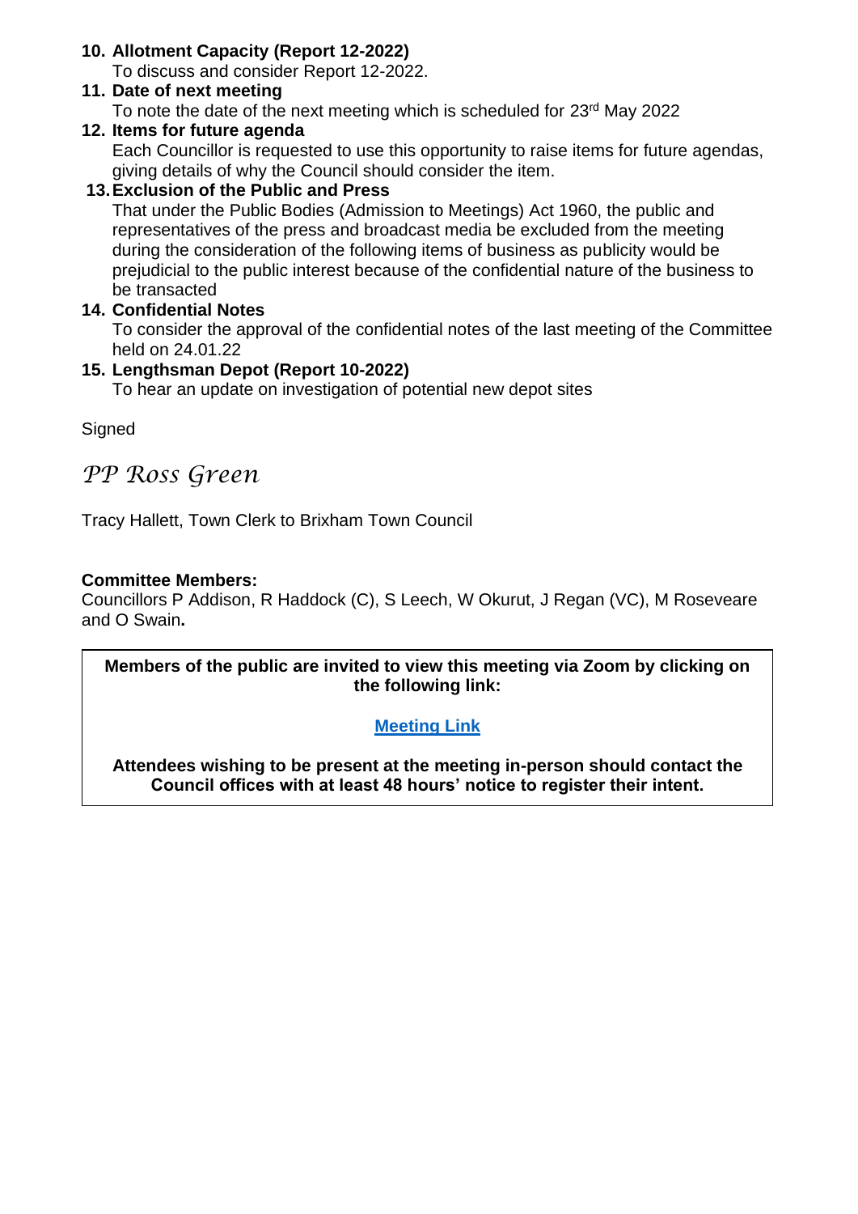10. **Allotment Capacity (Report 12-2022)**
    To discuss and consider Report 12-2022.
11. **Date of next meeting**
    To note the date of the next meeting which is scheduled for 23rd May 2022
12. **Items for future agenda**
    Each Councillor is requested to use this opportunity to raise items for future agendas, giving details of why the Council should consider the item.
13. **Exclusion of the Public and Press**
    That under the Public Bodies (Admission to Meetings) Act 1960, the public and representatives of the press and broadcast media be excluded from the meeting during the consideration of the following items of business as publicity would be prejudicial to the public interest because of the confidential nature of the business to be transacted
14. **Confidential Notes**
    To consider the approval of the confidential notes of the last meeting of the Committee held on 24.01.22
15. **Lengthsman Depot (Report 10-2022)**
    To hear an update on investigation of potential new depot sites

Signed

*PP Ross Green*

Tracy Hallett, Town Clerk to Brixham Town Council

**Committee Members:**
Councillors P Addison, R Haddock (C), S Leech, W Okurut, J Regan (VC), M Roseveare and O Swain**.**

**Members of the public are invited to view this meeting via Zoom by clicking on the following link:**

**Meeting Link**

**Attendees wishing to be present at the meeting in-person should contact the Council offices with at least 48 hours' notice to register their intent.**